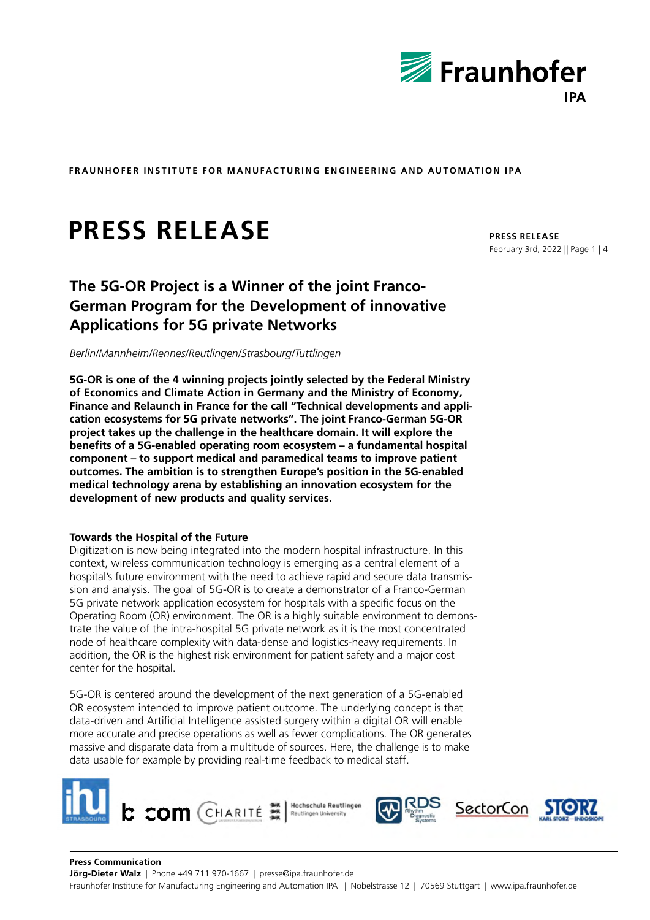FRAUNHOFER INSTITUTE FOR MANUFACTURING ENGINEERING AND AUTOMATION IPA

# PRESS RELEASE

**PRESS RELEASE**
February 3rd, 2022

## The 5G-OR Project is a Winner of the joint Franco-German Program for the Development of innovative Applications for 5G private Networks

*Berlin/Mannheim/Rennes/Reutlingen/Strasbourg/Tuttlingen*

**5G-OR is one of the 4 winning projects jointly selected by the Federal Ministry of Economics and Climate Action in Germany and the Ministry of Economy, Finance and Relaunch in France for the call "Technical developments and application ecosystems for 5G private networks". The joint Franco-German 5G-OR project takes up the challenge in the healthcare domain. It will explore the benefits of a 5G-enabled operating room ecosystem – a fundamental hospital component – to support medical and paramedical teams to improve patient outcomes. The ambition is to strengthen Europe's position in the 5G-enabled medical technology arena by establishing an innovation ecosystem for the development of new products and quality services.**

### Towards the Hospital of the Future

Digitization is now being integrated into the modern hospital infrastructure. In this context, wireless communication technology is emerging as a central element of a hospital's future environment with the need to achieve rapid and secure data transmission and analysis. The goal of 5G-OR is to create a demonstrator of a Franco-German 5G private network application ecosystem for hospitals with a specific focus on the Operating Room (OR) environment. The OR is a highly suitable environment to demonstrate the value of the intra-hospital 5G private network as it is the most concentrated node of healthcare complexity with data-dense and logistics-heavy requirements. In addition, the OR is the highest risk environment for patient safety and a major cost center for the hospital.

5G-OR is centered around the development of the next generation of a 5G-enabled OR ecosystem intended to improve patient outcome. The underlying concept is that data-driven and Artificial Intelligence assisted surgery within a digital OR will enable more accurate and precise operations as well as fewer complications. The OR generates massive and disparate data from a multitude of sources. Here, the challenge is to make data usable for example by providing real-time feedback to medical staff.

**Press Communication**
**Jörg-Dieter Walz** | Phone +49 711 970-1667 | presse@ipa.fraunhofer.de
Fraunhofer Institute for Manufacturing Engineering and Automation IPA | Nobelstrasse 12 | 70569 Stuttgart | www.ipa.fraunhofer.de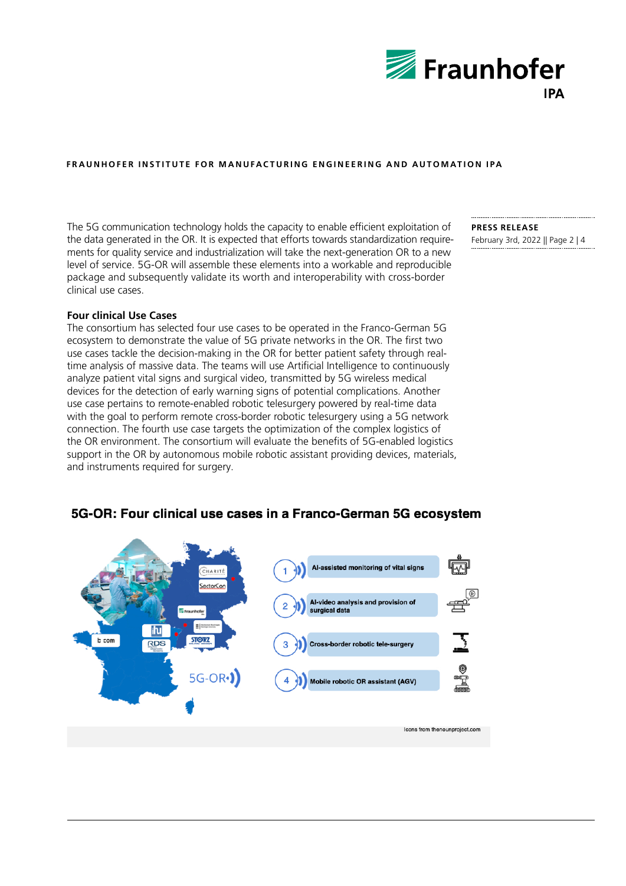The 5G communication technology holds the capacity to enable efficient exploitation of the data generated in the OR. It is expected that efforts towards standardization requirements for quality service and industrialization will take the next-generation OR to a new level of service. 5G-OR will assemble these elements into a workable and reproducible package and subsequently validate its worth and interoperability with cross-border clinical use cases.

**Four clinical Use Cases**

The consortium has selected four use cases to be operated in the Franco-German 5G ecosystem to demonstrate the value of 5G private networks in the OR. The first two use cases tackle the decision-making in the OR for better patient safety through real-time analysis of massive data. The teams will use Artificial Intelligence to continuously analyze patient vital signs and surgical video, transmitted by 5G wireless medical devices for the detection of early warning signs of potential complications. Another use case pertains to remote-enabled robotic telesurgery powered by real-time data with the goal to perform remote cross-border robotic telesurgery using a 5G network connection. The fourth use case targets the optimization of the complex logistics of the OR environment. The consortium will evaluate the benefits of 5G-enabled logistics support in the OR by autonomous mobile robotic assistant providing devices, materials, and instruments required for surgery.

**5G-OR: Four clinical use cases in a Franco-German 5G ecosystem**

1. AI-assisted monitoring of vital signs
2. AI-video analysis and provision of surgical data
3. Cross-border robotic tele-surgery
4. Mobile robotic OR assistant (AGV)

Icons from thenounproject.com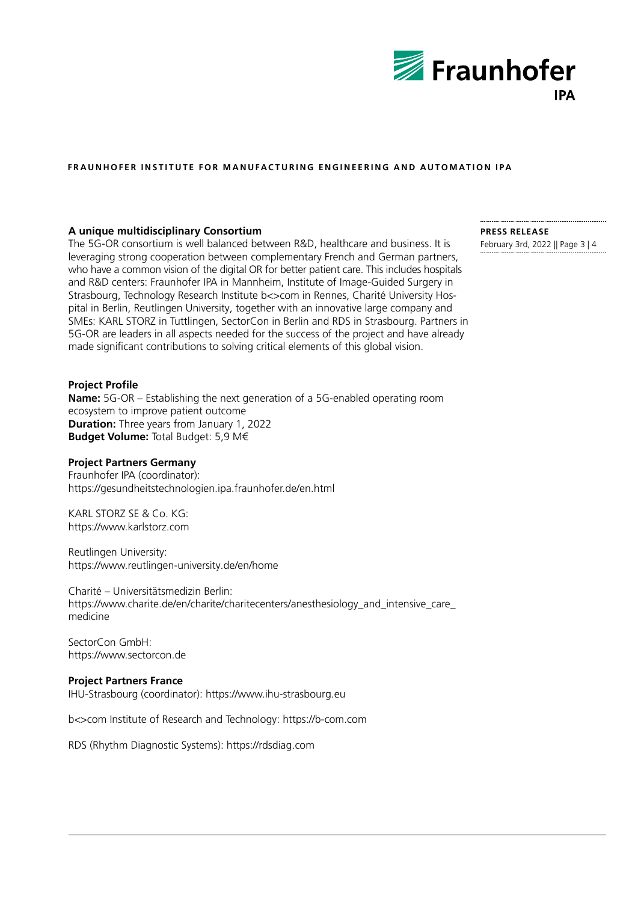## A unique multidisciplinary Consortium

The 5G-OR consortium is well balanced between R&D, healthcare and business. It is leveraging strong cooperation between complementary French and German partners, who have a common vision of the digital OR for better patient care. This includes hospitals and R&D centers: Fraunhofer IPA in Mannheim, Institute of Image-Guided Surgery in Strasbourg, Technology Research Institute b<>com in Rennes, Charité University Hospital in Berlin, Reutlingen University, together with an innovative large company and SMEs: KARL STORZ in Tuttlingen, SectorCon in Berlin and RDS in Strasbourg. Partners in 5G-OR are leaders in all aspects needed for the success of the project and have already made significant contributions to solving critical elements of this global vision.

## Project Profile

**Name:** 5G-OR – Establishing the next generation of a 5G-enabled operating room ecosystem to improve patient outcome
**Duration:** Three years from January 1, 2022
**Budget Volume:** Total Budget: 5,9 M€

## Project Partners Germany

Fraunhofer IPA (coordinator):
https://gesundheitstechnologien.ipa.fraunhofer.de/en.html

KARL STORZ SE & Co. KG:
https://www.karlstorz.com

Reutlingen University:
https://www.reutlingen-university.de/en/home

Charité – Universitätsmedizin Berlin:
https://www.charite.de/en/charite/charitecenters/anesthesiology_and_intensive_care_medicine

SectorCon GmbH:
https://www.sectorcon.de

## Project Partners France

IHU-Strasbourg (coordinator): https://www.ihu-strasbourg.eu

b<>com Institute of Research and Technology: https://b-com.com

RDS (Rhythm Diagnostic Systems): https://rdsdiag.com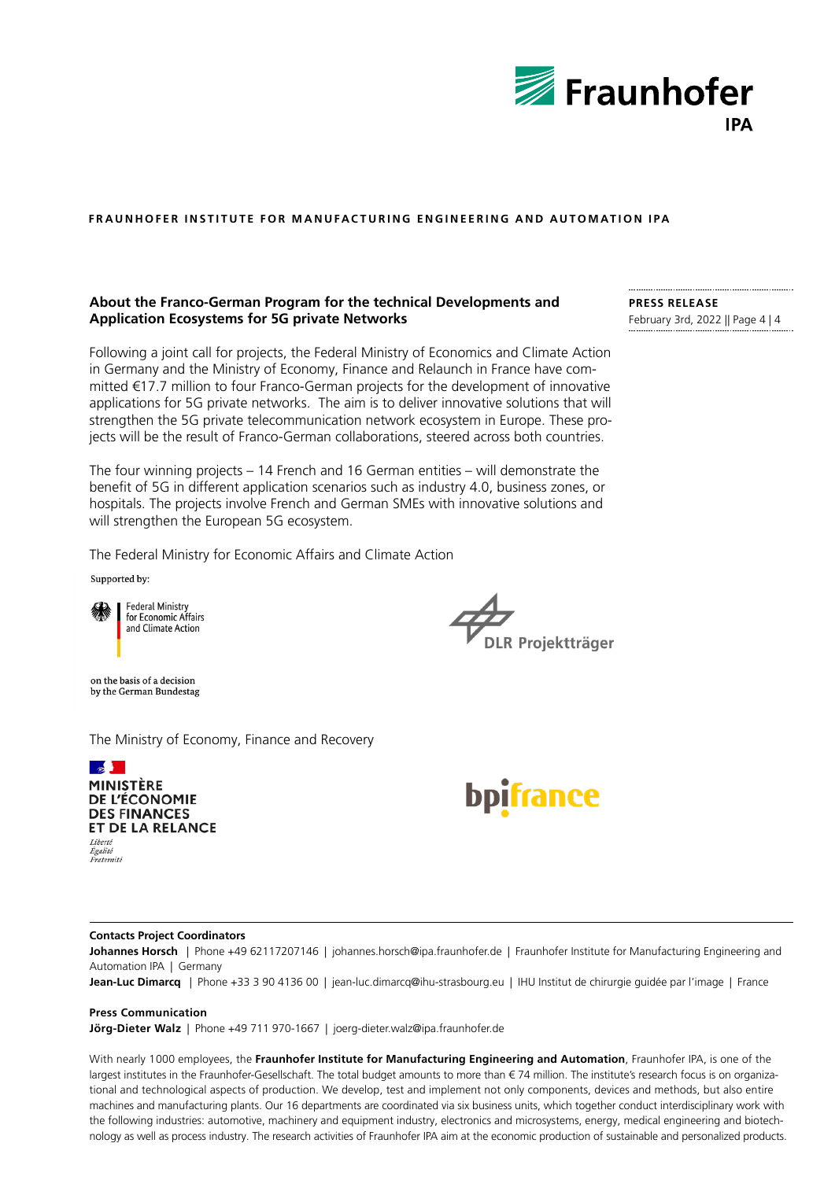FRAUNHOFER INSTITUTE FOR MANUFACTURING ENGINEERING AND AUTOMATION IPA

**PRESS RELEASE**
February 3rd, 2022 || Page 4 | 4

## About the Franco-German Program for the technical Developments and Application Ecosystems for 5G private Networks

Following a joint call for projects, the Federal Ministry of Economics and Climate Action in Germany and the Ministry of Economy, Finance and Relaunch in France have committed €17.7 million to four Franco-German projects for the development of innovative applications for 5G private networks. The aim is to deliver innovative solutions that will strengthen the 5G private telecommunication network ecosystem in Europe. These projects will be the result of Franco-German collaborations, steered across both countries.

The four winning projects – 14 French and 16 German entities – will demonstrate the benefit of 5G in different application scenarios such as industry 4.0, business zones, or hospitals. The projects involve French and German SMEs with innovative solutions and will strengthen the European 5G ecosystem.

The Federal Ministry for Economic Affairs and Climate Action

Supported by:

Federal Ministry for Economic Affairs and Climate Action

on the basis of a decision by the German Bundestag

DLR Projektträger

The Ministry of Economy, Finance and Recovery

MINISTÈRE DE L'ÉCONOMIE DES FINANCES ET DE LA RELANCE

*Liberté Égalité Fraternité*

bpifrance

**Contacts Project Coordinators**

**Johannes Horsch** | Phone +49 62117207146 | johannes.horsch@ipa.fraunhofer.de | Fraunhofer Institute for Manufacturing Engineering and Automation IPA | Germany

**Jean-Luc Dimarcq** | Phone +33 3 90 4136 00 | jean-luc.dimarcq@ihu-strasbourg.eu | IHU Institut de chirurgie guidée par l'image | France

**Press Communication**

**Jörg-Dieter Walz** | Phone +49 711 970-1667 | joerg-dieter.walz@ipa.fraunhofer.de

With nearly 1000 employees, the **Fraunhofer Institute for Manufacturing Engineering and Automation**, Fraunhofer IPA, is one of the largest institutes in the Fraunhofer-Gesellschaft. The total budget amounts to more than € 74 million. The institute's research focus is on organizational and technological aspects of production. We develop, test and implement not only components, devices and methods, but also entire machines and manufacturing plants. Our 16 departments are coordinated via six business units, which together conduct interdisciplinary work with the following industries: automotive, machinery and equipment industry, electronics and microsystems, energy, medical engineering and biotechnology as well as process industry. The research activities of Fraunhofer IPA aim at the economic production of sustainable and personalized products.